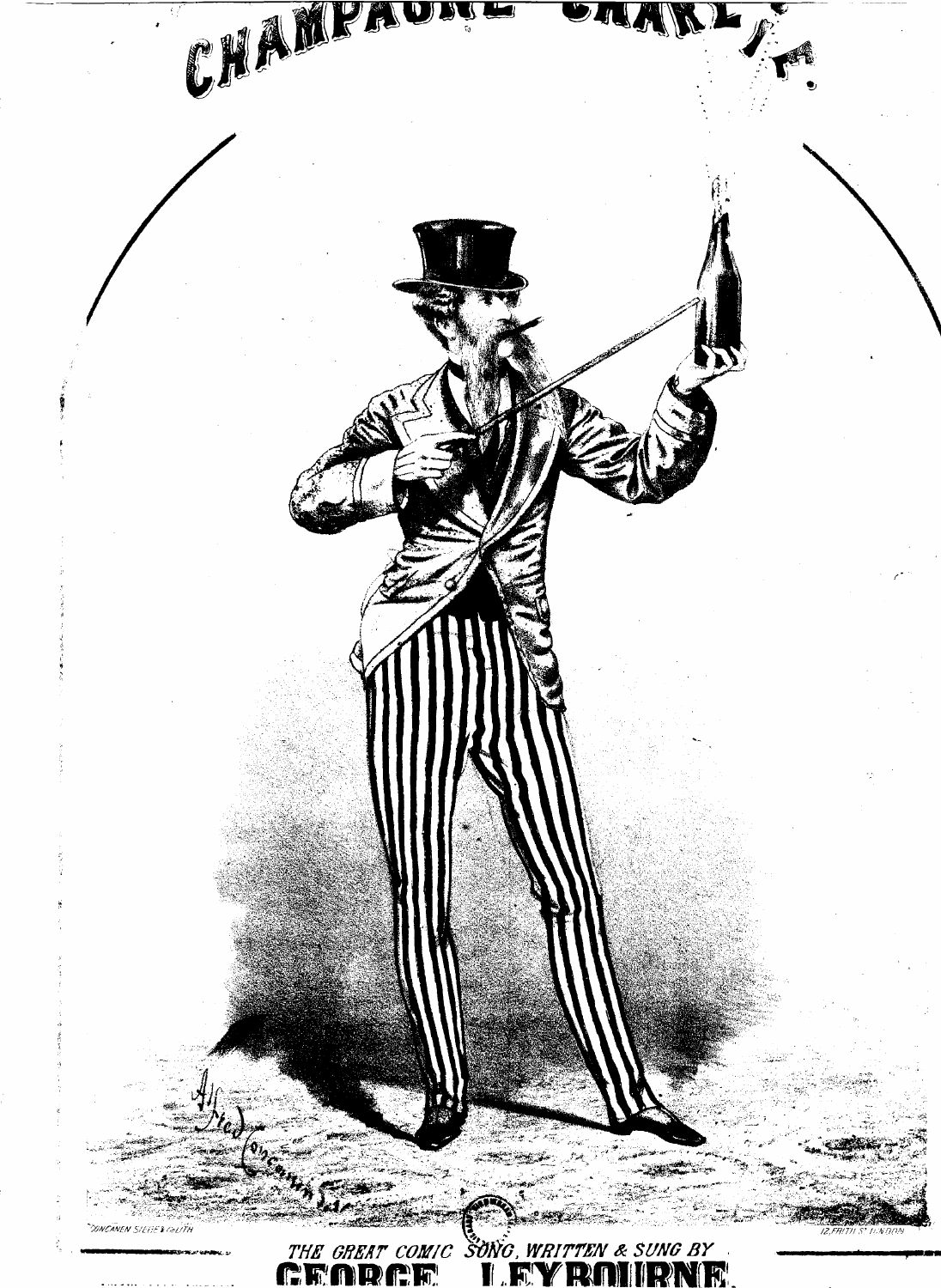# CHAMPAGNE CHARLIE.

CONCANEN SIEGE & Co LITH

12, FRITH ST LONDON

THE GREAT COMIC SONG, WRITTEN & SUNG BY

# GEORGE LEYBOURNE.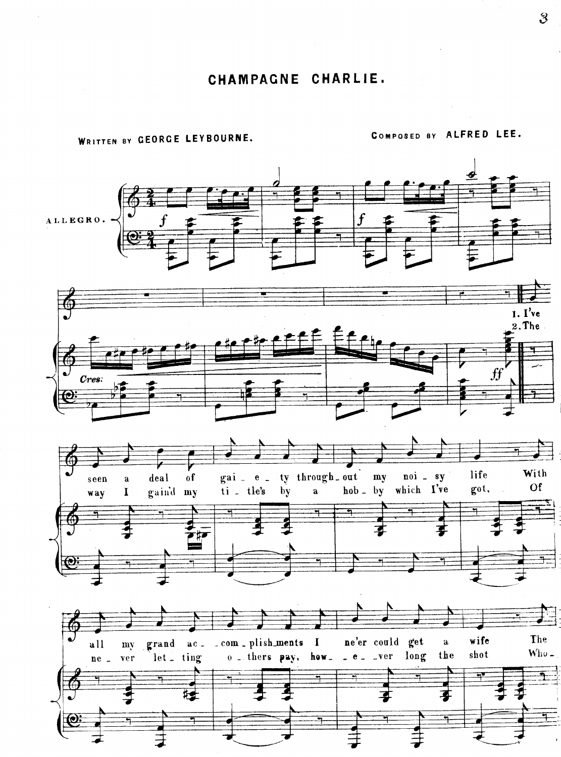# CHAMPAGNE CHARLIE.

WRITTEN BY GEORGE LEYBOURNE. COMPOSED BY ALFRED LEE.

ALLEGRO.

*f* *f*

*Cres:* *ff*

1. I've seen a deal of gai-e-ty through-out my noi-sy life With all my grand ac-com-plish-ments I ne'er could get a wife The

2. The way I gain'd my ti-tle's by a hob-by which I've got, Of ne-ver let-ting o-thers pay, how-e-ver long the shot Who-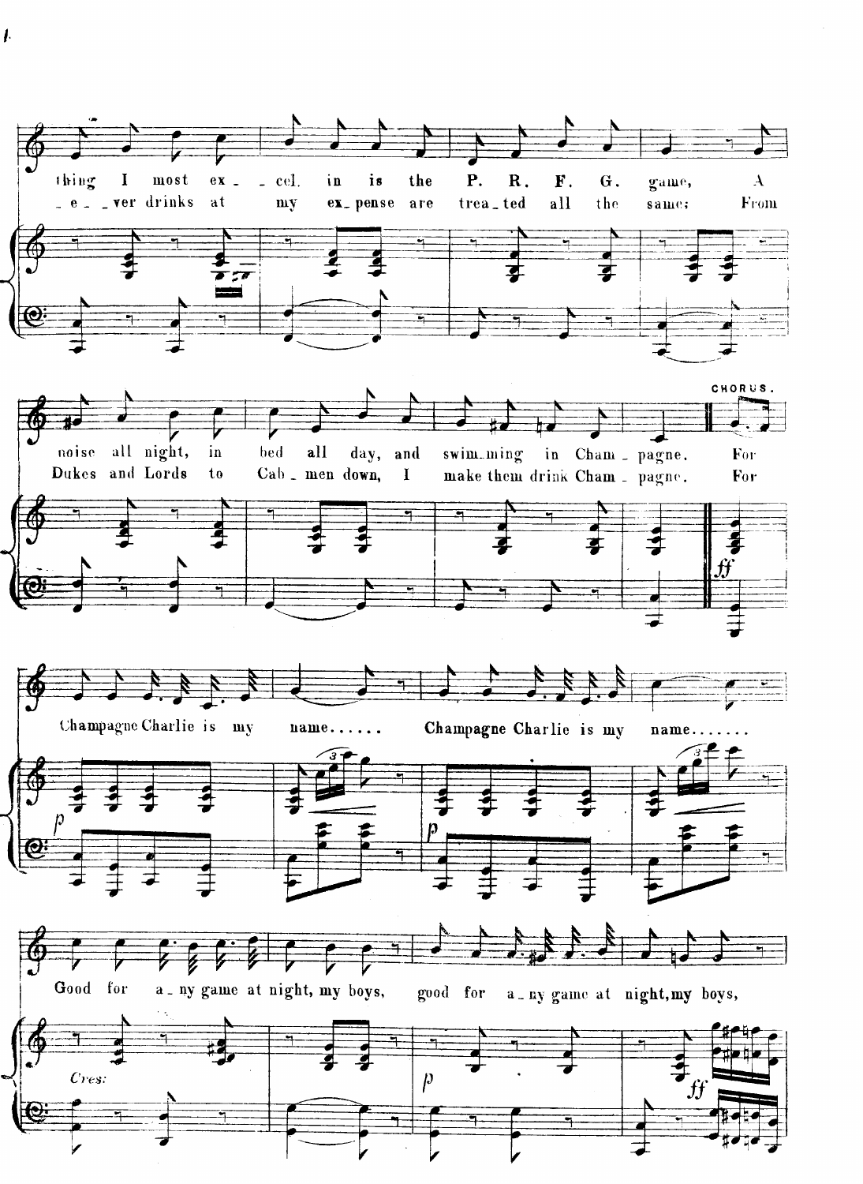thing I most ex_ _cel. in is the P. R. F. G. game, A
_e_ _ver drinks at my ex_pense are trea_ted all the same; From

noise all night, in bed all day, and swim_ming in Cham_pagne. For
Dukes and Lords to Cab_men down, I make them drink Cham_pagne. For

CHORUS.

Champagne Charlie is my name...... Champagne Charlie is my name.......

Good for a_ny game at night, my boys, good for a_ny game at night, my boys,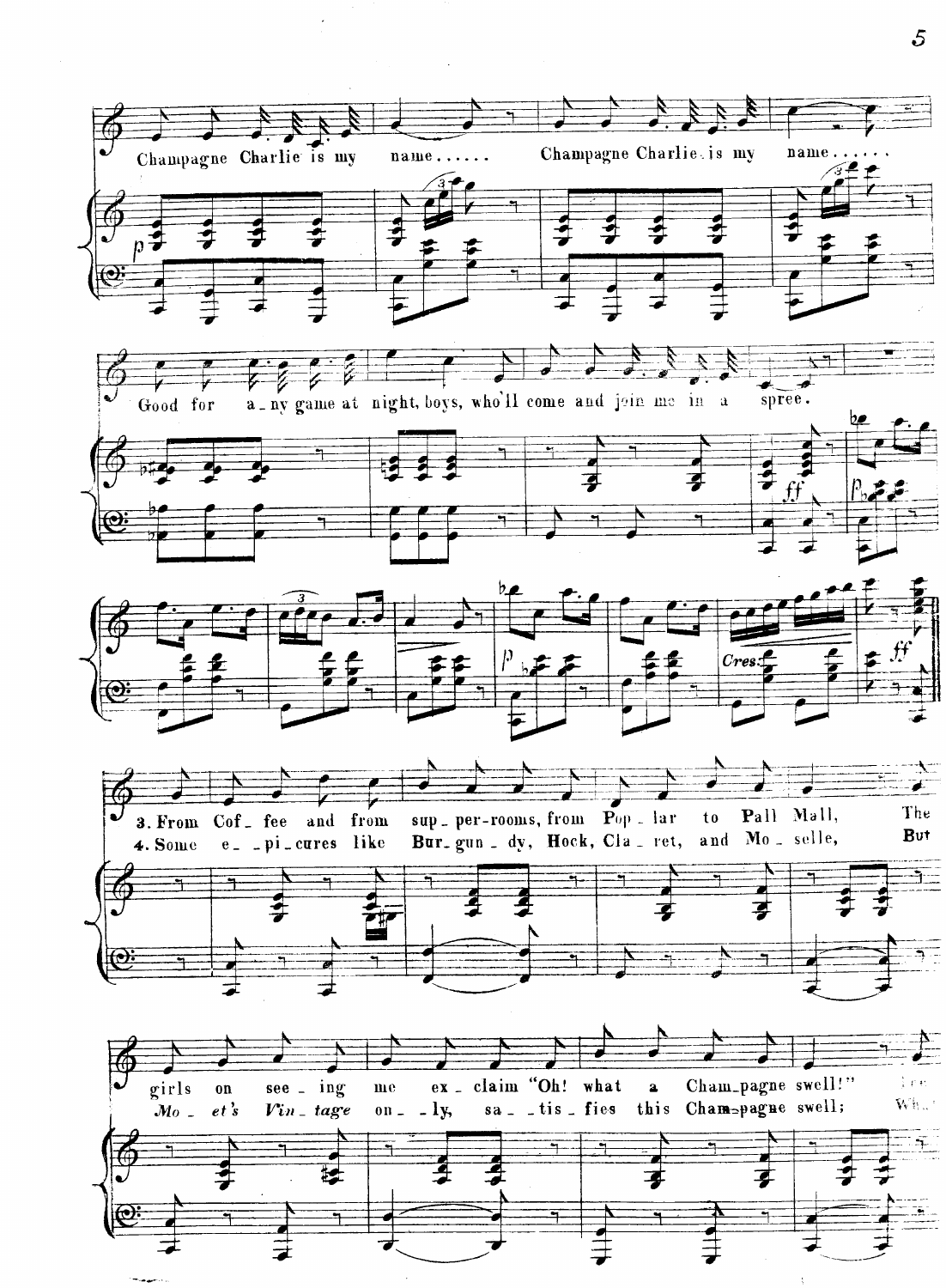Champagne Charlie is my name...... Champagne Charlie is my name......

Good for a-ny game at night, boys, who'll come and join me in a spree.

*p* *ff* *p* *Cres.* *ff*

3. From Cof-fee and from sup-per-rooms, from Pop-lar to Pall Mall, The girls on see-ing me ex-claim "Oh! what a Cham-pagne swell!"

4. Some e-pi-cures like Bur-gun-dy, Hock, Cla-ret, and Mo-selle, But *Mo-et's Vin-tage* on-ly, sa-tis-fies this Cham-pagne swell;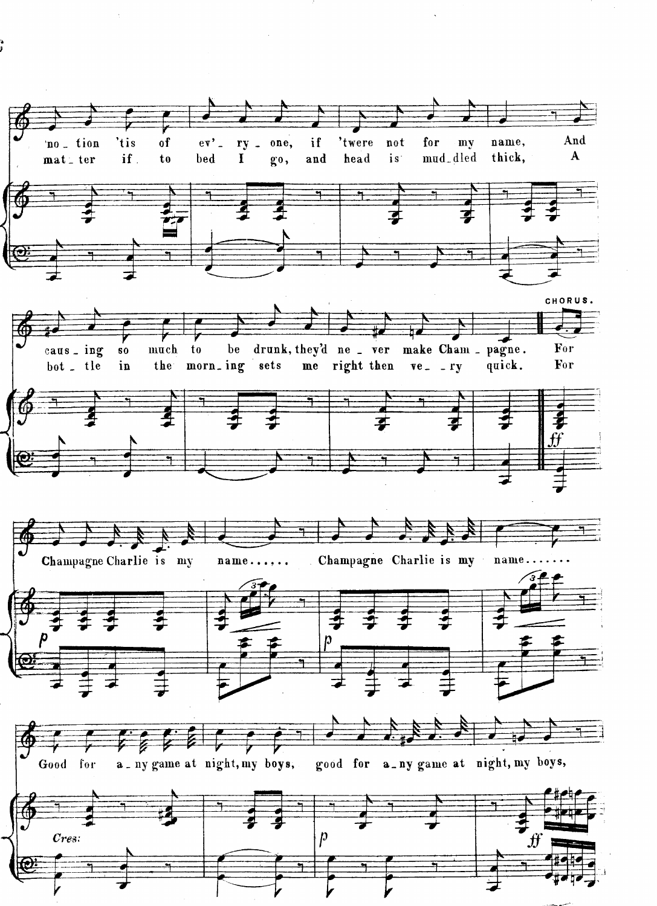'no _ tion 'tis of ev' _ ry _ one, if 'twere not for my name, And
mat _ ter if to bed I go, and head is mud _ dled thick, A

caus _ ing so much to be drunk, they'd ne _ ver make Cham _ pagne. For
bot _ tle in the morn _ ing sets me right then ve _ ry quick. For

CHORUS.

*ff*

Champagne Charlie is my name...... Champagne Charlie is my name.......

*p* *p*

Good for a _ ny game at night, my boys, good for a _ ny game at night, my boys,

*Cres:* *p* *ff*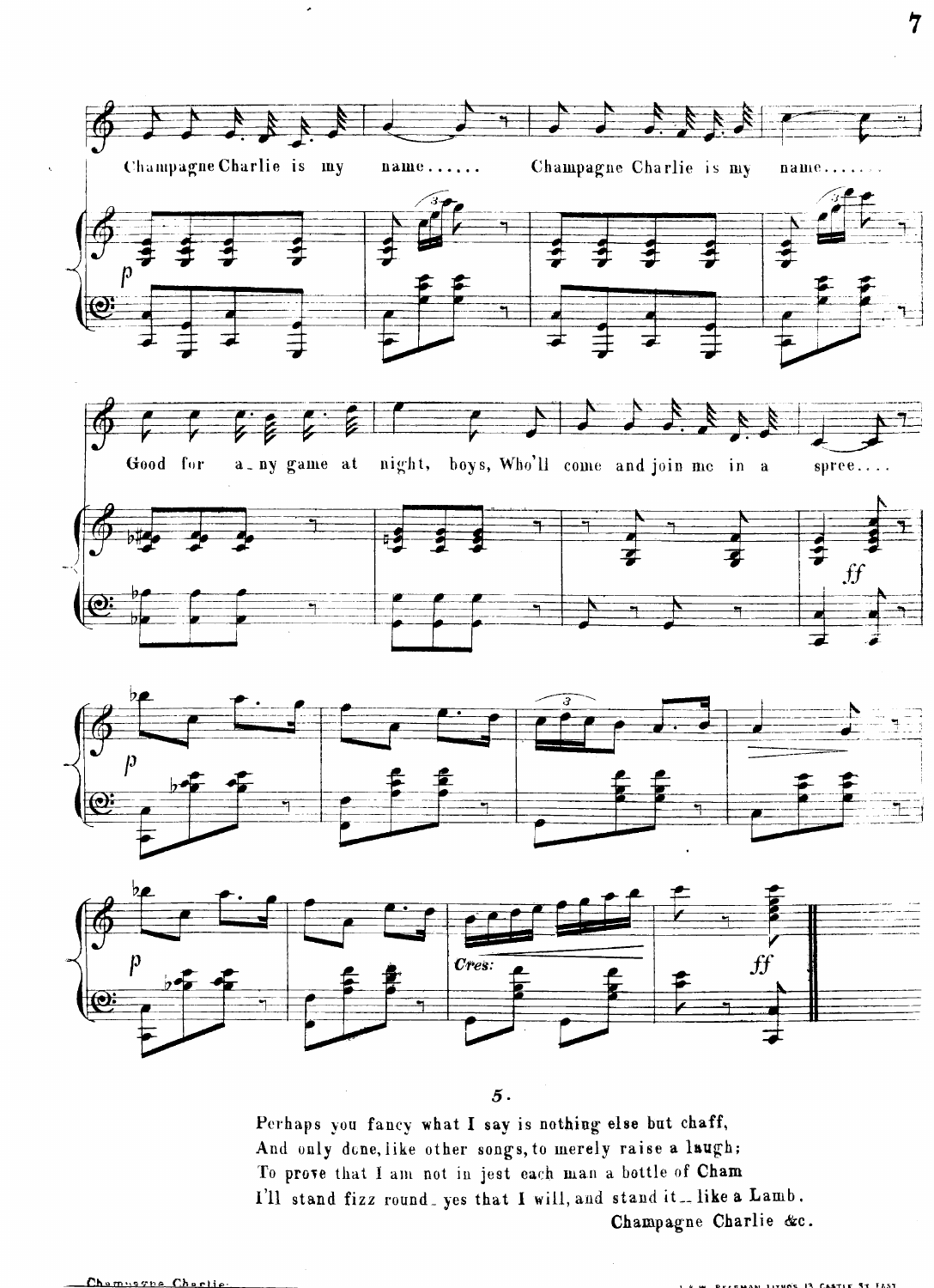Champagne Charlie is my name...... Champagne Charlie is my name.......

Good for a_ny game at night, boys, Who'll come and join me in a spree....

**5.**

Perhaps you fancy what I say is nothing else but chaff,
And only done, like other songs, to merely raise a laugh;
To prove that I am not in jest each man a bottle of Cham
I'll stand fizz round_ yes that I will, and stand it_ like a Lamb.
Champagne Charlie &c.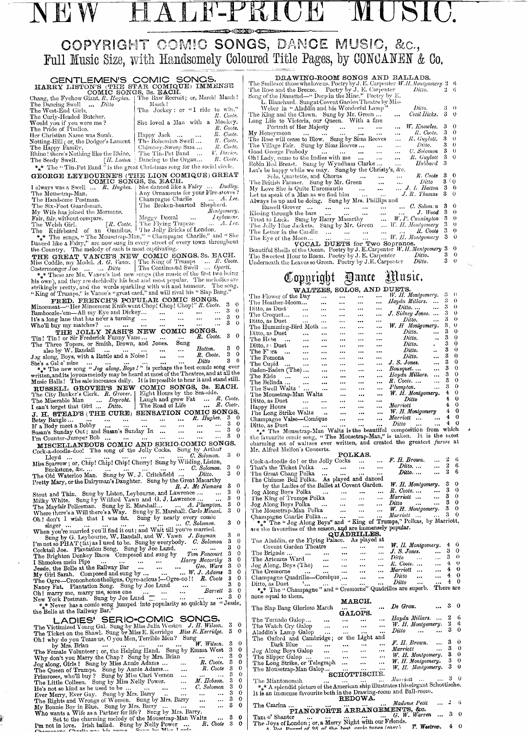# NEW HALF-PRICE MUSIC.

## COPYRIGHT COMIC SONGS, DANCE MUSIC, &c.,

## Full Music Size, with Handsomely Coloured Title Pages, by CONCANEN & Co.

### GENTLEMEN'S COMIC SONGS.

#### HARRY LISTON'S (THE STAR COMIQUE) IMMENSE COMIC SONGS, 3s. EACH.

Chang, the Fychow Giant. *R. Hughes.*
The Dancing Swell ... *Ditto*
The West-End Girls.
The Curly-Headed Butcher.
Would you if you were me?
The Pride of Pimlico.
Her Christian Name was Sarah.
Notting-Hill; or, the Dodger's Lament
The Happy Family.
Rhino! there's Nothing like the Rhino.
The Seedy Swell. [*H. Liston*
The Raw Recruit; or, March! March! March!
The Jockey: or "I ride to win." *R. Coote.*
She loved a Man with a Monkey. *R. Coote.*
Happy Jack ... ... *R. Coote.*
The Bohemian Swell ... *R. Coote.*
Chimney-Sweep Sam ... *R. Coote.*
The Tin-Pot Band ... *V. Davies.*
Dancing to the Organ... *R. Coote.*

*.* The "Tin-Pot Band" is the great Christmas song for the social circle.

#### GEORGE LEYBOURNE'S (THE LION COMIQUE) GREAT COMIC SONGS, 3s. EACH.

I always was a Swell ... *R. Hughes.*
The Mousetrap-Man.
The Handsome Postman.
The Six-Foot Guardsman.
My Wife has joined the Mormons.
Fair, fair, without compare.
The Welsh Girl. [*R. Coote.*
The Knifeboard of an Omnibus.
She danced like a Fairy ... *Dudley.*
Any Ornaments for your Fire-stoves?
Champagne Charlie ... *A. Lee.*
The Broken-hearted Shepherd. *Montgomery.*
Moggy Doonal ... *Leybourne.*
The Flying Trapeze ... *A. Lee.*
The Jolly Bricks of London.

*.* The songs, "The Mousetrap-Man," "Champagne Charlie," and "She Danced like a Fairy," are now sung in every street of every town throughout the Country. The melody of each is most captivating.

#### THE GREAT VANCE'S NEW COMIC SONGS. 3s. EACH.

Miss Coddle, my Model. *A. G. Vance.*
Costermonger Joe ... *Ditto*
The King of Trumps ... *R. Coote.*
The Continental Swell ... *Operti.*

*.* These are Mr. Vance's last new songs (the music of the first two being his own), and they are decidedly his best and most popular. The melodies are strikingly pretty, and the words sparkling with wit and humour. The song, "King of Trumps," is Vance's "great card," and will rival his "Slap Bang."

#### FRED. FRENCH'S POPULAR COMIC SONGS.

Mincemeat—"Her Mincemeat Knife went Chop! Chop! Chop!" *R. Coote.* 3 0
Bamboozle-'em—All my Eye and Dickey... ... ... ... 3 0
It's a long lane that has ne'er a turning ... ... ... 3 0
Who'll buy my matches? ... ... ... ... ... 3 0

#### THE JOLLY NASH'S NEW COMIC SONGS.

Tin! Tin! or Sir Frederick Funny Vane... ... *R. Coote.* 3 0
The Three Topers, or Smith, Brown, and Jones. Sung also by W. Randall ... ... ... *Hatton.* 3 0
Jog along, Boys, with a Rattle and a Noise! ... *R. Coote.* 3 0
She's a Gal o' mine ... ... ... ... *Ditto* 3 0

*.* The new song "*Jog along, Boys!*" is perhaps the best comic song ever written, and its joyous melody may be heard at most of the Theatres, and at all the Music Halls! The sale increases daily. It is impossible to hear it and stand still.

#### RUSSELL GROVER'S NEW COMIC SONGS, 3s. EACH.

The City Banker's Clerk. *R. Grover.*
The Miserable Man ... *Deprohl.*
I can't forget that Girl ... *Ditto.*
Eight Hours by the Sea-side.
Laugh and grow Fat ... *R. Coote.*
The Road of Life ... *R. Coote.*

#### J. H. STEAD'S (THE CURE) SENSATION COMIC SONGS.

Betsy Bangle... ... ... ... ... ... *R. Hughes.* 3 0
If a Body meet a Bobby ... ... ... ... ... 3 0
Susan's Sunday Out; and Susan's Sunday In ... ... 3 0
I'm Counter-Jumper Bob ... ... ... ... ... 3 0

#### MISCELLANEOUS COMIC AND SERIO-COMIC SONGS.

Cock-a-doodle-doo! The song of the Jolly Cocks. Sung by Arthur Lloyd ... ... ... ... *C. Solomon.* 3 0
Miss Sparrow; or, Chip! Chip! Chip! Cherry! Sung by Wilding, Liston, Buckstone, &c. ... ... ... *C. Solomon.* 3 0
The Old Waterloo Man. Sung by W. J. Critchfield ... *Ditto.* 3 0
Pretty Mary, or the Dairyman's Daughter. Sung by the Great Macarthy *R. J. Mc Namara* 3 0
Stout and Thin. Sung by Liston, Leybourne, and Lawrence ... ... 3 0
Milky White. Sung by Wilford Vawn and G. J. Lawrence ... ... 3 0
The Mayfair Policeman. Sung by E. Marshall... ... *A. Plumpton.* 3 0
Where there's a Will there's a Way. Sung by E. Marshall. *Carlo Minasi.* 3 0
Oh! don't I wish that I was fat. Sung by nearly every comic singer ... ... ... ... ... *C. Solomon.* 3 0
When you're married you'll find it out; and Wait till you're married. Sung by G. Leybourne, W. Randall, and W. Vawn *J. Bayman* 3 0
I'm not so PHAT (fat) as I used to be. Sung by everybody. *C. Solomon* 3 0
Cocktail Joe. Plantation Song. Sung by Joe Lund ... ... 3 0
The Brighton Donkey Races Composed and sung by *Tom Fancourt* 3 0
I Shmokes mein Pipe ... ... ... ... *Harry Macarthy* 3 0
Jessie, the Belle at the Railway Bar ... ... *Geo. Ware* 3 0
My Girl Sarah. Composed and sung by ... ... *W. J. Adams* 3 0
The Ogre—Crononhotontholigus, Ogre-acious!—Ogre-oo!! *R. Coote* 3 0
Nancy Fat. Plantation Song. Sung by Joe Lund ... ... 3 0
Oh! marry me, marry me, some one ... ... ... *Barrett* 3 0
New York Postman. Sung by Joe Lund ... ... ... ... 3 0

*.* Never has a comic song jumped into popularity so quickly as "Jessie, the Belle at the Railway Bar."

### LADIES' SERIO-COMIC SONGS.

The Victimized Young Gal. Sung by Miss Julia Weston *J. H. Wilson.* 3 0
The Ticket on the Shawl. Sung by Miss E. Kerridge *Miss E. Kerridge.* 3 0
Oh! why do you Tease us, O you Men, Terrible Men? Sung by Mrs. Brian ... ... ... ... *W. Wilson.* 3 0
The Female Volunteer; or, the Helping Hand. Sung by Emma West 3 0
Why don't you Marry the Chap? Sung by Mrs. Brian ... ... 3 0
Jog along, Girls! Sung by Miss Annie Adams ... ... *R. Coote.* 3 0
The Queen of Trumps. Sung by Annie Adams... ... *R. Coote* 3 0
Primroses, who'll buy? Sung by Miss Clari Vernon ... ... 3 0
The Little Colleen. Sung by Miss Nelly Power. ... *M. Hobson.* 3 0
He's not so kind as he used to be ... ... ... *C. Solomon* 3 0
Ever Merry, Ever Gay. Sung by Mrs. Barry ... ... ... 3 0
The Rights and Wrongs of Women. Sung by Mrs. Barry ... ... 3 0
My Bonnie Boy in Blue. Sung by Mrs. Barry ... ... ... 3 0
Who wants a Wife as a Partner for life? Sung by Mrs. Barry. Set to the charming melody of the Mousetrap-Man Waltz ... ... 3 0
I'm not in love. Irish ballad. Sung by Nelly Power ... *R. Coote* 3 0

### DRAWING-ROOM SONGS AND BALLADS.

The Smiles of those who love us. Poetry by J. E. Carpenter *W. H. Montgomery* 2 6
The Rose and the Breeze. Poetry by J. E. Carpenter ... *Ditto.* 2 6
Song of the Diamond—"Deep in the Mine." Poetry by E. L. Blanchard. Sung at Covent Garden Theatre by Miss Weber in "Aladdin and his Wonderful Lamp" ... *Ditto.* 3 0
The King and the Clown. Sung by Mr. Green ... ... *Cecil Hicks.* 3 0
Long Life to Victoria, our Queen. With a fine Portrait of Her Majesty ... ... ... *W. Knowles.* 3 0
My Honeymoon ... ... ... ... ... ... *R. Coote.* 3 0
The Rose will cease to Blow. Sung by Sims Reeves ... *R. Guylott.* 3 0
The Village Fair. Sung by Sims Reeves ... ... ... *Ditto.* 3 0
Good George Peabody ... ... ... ... ... *C. Solomon* 3 0
Oh! Lady, come to the Indies with me ... ... ... *R. Guylott* 3 0
Robin Red Breast. Sung by Wyndham Clarke ... ... *Hubbard* 3
Let's be happy while we may. Sung by the Christy's, &c. Solo, Quartette, and Chorus ... ... ... *R. Coote* 3 0
The British Farmer. Sung by Mr. Green ... ... *Ditto* 3 0
My Love She is Quite Unromantic ... ... ... *J. L. Hatton* 3 0
Let us speak of a Man as we find him ... ... *J. R. Thomas* 3 0
Always be up and be doing. Sung by Mrs. Phillips and Russell Grover ... ... ... ... ... *C. Solomon* 3 0
Kissing through the bars ... ... ... ... *J. Wood* 3 0
Trust to Luck. Sung by Harry Macarthy ... ... *W. P. Cunnington* 3 0
The Jolly Blue Jackets. Sung by Mr. Green ... *W. H. Montgomery* 3 0
The Letter in the Candle ... ... ... ... *R. Coote* 3 0
The Eye of the Moon... ... ... ... ... *W. H. Montgomery* 3 0

#### VOCAL DUETS for Two Sopranos.

Beautiful Shells of the Ocean. Poetry by J. E. Carpenter *W. H. Montgomery* 3 0
The Sweetest Hour to Roam. Poetry by J. E. Carpenter *Ditto.* 3 0
Underneath the Leaves so Green. Poetry by J.E. Carpenter *Ditto.* 3 0

## Copyright Dance Music.

### WALTZES, SOLOS, AND DUETS.

| | | | |
|---|---|---|---|
| The Flower of the Day | *W. H. Montgomery.* | 3 | 0 |
| The Heather-bloom... | *Haydn Millars.* | 3 | 0 |
| Ditto, as Duet | *Ditto.* | 3 | 0 |
| The Croquet... | *J. Sidney Jones.* | 3 | 0 |
| Ditto, as Duet | *Ditto.* | 3 | 0 |
| The Humming-Bird Moth ... | *W. H Montgomery.* | 3 | 0 |
| Ditto, as Duet | *Ditto.* | 3 | 0 |
| The Hebe | *Ditto.* | 3 | 0 |
| Ditto, as Duet | *Ditto.* | 3 | 0 |
| The Flora | *Ditto.* | 3 | 0 |
| The Pomona | *Ditto.* | 3 | 0 |
| The Cupid | *J. S. Jones.* | 3 | 0 |
| Baden-Baden (The)... | *Bousquet.* | 3 | 0 |
| The Elsie | *Haydn Millars.* | 3 | 0 |
| The Belinda ... | *R. Coote...* | 3 | 0 |
| The Swell Waltz | *Plumpton.* | 3 | 0 |
| The Mousetrap-Man Waltz | *W. H. Montgomery.* | 4 | 0 |
| Ditto, as Duet | *Ditto* | 4 | 0 |
| Happy Hours | *Marriott* | 4 | 0 |
| The Long Strike Waltz | *W. H. Montgomery* | 4 | 0 |
| Champagne Valse—Comique | *Marriott* | 4 | 0 |
| Ditto, as Duet | *Ditto* | 4 | 0 |

*.* The Mousetrap-Man Waltz is the beautiful composition from which the favourite comic song, "The Mousetrap-Man," is taken. It is the most charming set of waltzes ever written, and created the greatest *furore* at Mr. Alfred Mellon's Concerts.

### POLKAS.

| | | | |
|---|---|---|---|
| Cock-a-doodle do! or the Jolly Cocks | *F. H. Brown.* | 2 | 6 |
| That's the Ticket Polka | *Ditto.* | 2 | 6 |
| The Great Chang Polka | *Ditto.* | 2 | 6 |
| The Chinese Bell Polka. As played and danced by the Ladies of the Ballet at Covent Garden. | *W. H. Montgomery.* | 3 | 0 |
| Jog Along Boys Polka | *R. Coote.* | 3 | 0 |
| The King of Trumps Polka | *Marriott* | 3 | 0 |
| Jog Along Boys Polka | *Ditto* | 3 | 0 |
| The Mousetrap-Man Polka | *W. H. Montgomery.* | 3 | 0 |
| Champagne Charlie Polka... | *Marriott* | 3 | 0 |

*.* The "Jog Along Boys" and "King of Trumps," Polkas, by Marriott, are the favourites of the season, and are immensely popular.

### QUADRILLES.

| | | | |
|---|---|---|---|
| The Aladdin, or the Flying Palace. As played at Covent Garden Theatre | *W. H. Montgomery.* | 4 | 0 |
| The Brigade ... | *J. S. Jones.* | 3 | 0 |
| The Artemus Ward | *Ditto* | 3 | 0 |
| Jog Along, Boys (The) | *R. Coote.* | 4 | 0 |
| The Cremorne | *Marriott* | 4 | 0 |
| Champagne Quadrille—Comique | *Ditto* | 4 | 0 |
| Ditto, as Duet | *Ditto* | 4 | 0 |

*.* The "Champagne" and "Cremorne" Quadrilles are superb. There are none equal to them.

### MARCH.

The Slap Bang Glorioso March ... ... *De Grau.* 3 0

### GALOPS.

| | | | |
|---|---|---|---|
| The Tornado Galop... | *Haydn Millars.* | 2 | 6 |
| The Watch Cry Galop | *W. H. Montgomery.* | 2 | 6 |
| Aladdin's Lamp Galop | *Ditto* | 3 | 0 |
| The Oxford and Cambridge; or the Light and Dark Blue | *F. H. Brown.* | 3 | 0 |
| Jog Along Boys Galop | *Marriott* | 3 | 0 |
| The Slipper Galop ... | *W. H. Montgomery.* | 3 | 0 |
| The Long Strike, or Telegraph | *W. H. Montgomery.* | 3 | 0 |
| The Mousetrap-Man Galop... | *W. H. Montgomery.* | 3 | 0 |

### SCHOTTISCHE.

The Miantonomah ... ... ... *Marriott* ... 3 0

*.* A splendid picture of the American ship illustrates this elegant Schottische. It is an immense favourite both in the Drawing-room and Ball-room.

### REDOWA.

The Czarina ... ... ... ... *Madame Petit* ... 2 6

### PIANOFORTE ARRANGEMENTS, &c.

Tam o' Shanter ... ... ... ... *G. W. Warren* ... 3 0
The Joys of London; or, a Merry Night with our Friends. A Pot Pourri of 25 of the best comic tunes (easy) *T. Westrop.* 4 0